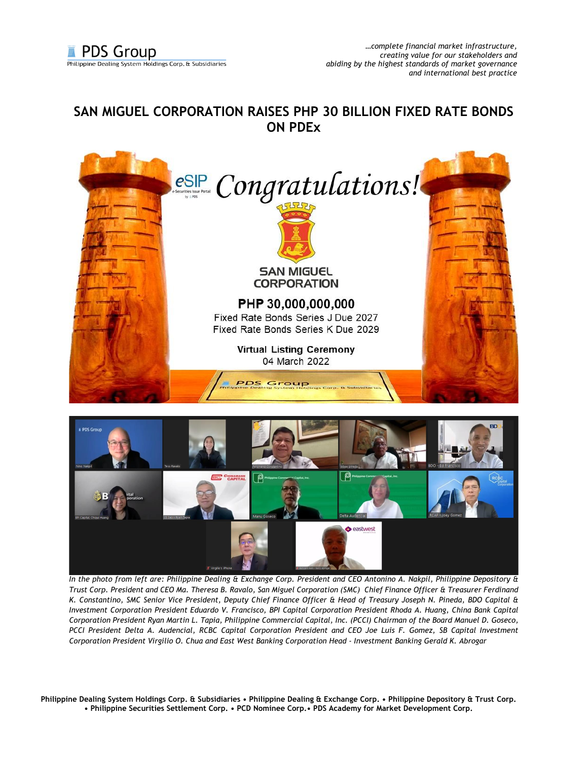# SAN MIGUEL CORPORATION RAISES PHP 30 BILLION FIXED RATE BONDS ON PDEx

*In the photo from left are: Philippine Dealing & Exchange Corp. President and CEO Antonino A. Nakpil, Philippine Depository & Trust Corp. President and CEO Ma. Theresa B. Ravalo, San Miguel Corporation (SMC) Chief Finance Officer & Treasurer Ferdinand K. Constantino, SMC Senior Vice President, Deputy Chief Finance Officer & Head of Treasury Joseph N. Pineda, BDO Capital & Investment Corporation President Eduardo V. Francisco, BPI Capital Corporation President Rhoda A. Huang, China Bank Capital Corporation President Ryan Martin L. Tapia, Philippine Commercial Capital, Inc. (PCCI) Chairman of the Board Manuel D. Goseco, PCCI President Delta A. Audencial, RCBC Capital Corporation President and CEO Joe Luis F. Gomez, SB Capital Investment Corporation President Virgilio O. Chua and East West Banking Corporation Head - Investment Banking Gerald K. Abrogar*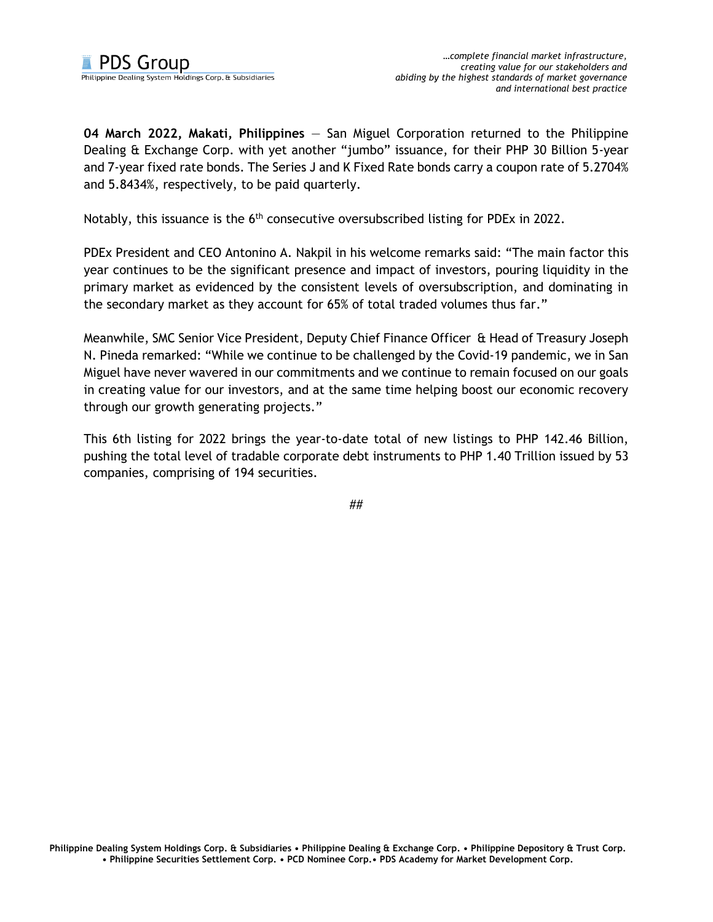**04 March 2022, Makati, Philippines** — San Miguel Corporation returned to the Philippine Dealing & Exchange Corp. with yet another "jumbo" issuance, for their PHP 30 Billion 5-year and 7-year fixed rate bonds. The Series J and K Fixed Rate bonds carry a coupon rate of 5.2704% and 5.8434%, respectively, to be paid quarterly.

Notably, this issuance is the 6th consecutive oversubscribed listing for PDEx in 2022.

PDEx President and CEO Antonino A. Nakpil in his welcome remarks said: "The main factor this year continues to be the significant presence and impact of investors, pouring liquidity in the primary market as evidenced by the consistent levels of oversubscription, and dominating in the secondary market as they account for 65% of total traded volumes thus far."

Meanwhile, SMC Senior Vice President, Deputy Chief Finance Officer & Head of Treasury Joseph N. Pineda remarked: "While we continue to be challenged by the Covid-19 pandemic, we in San Miguel have never wavered in our commitments and we continue to remain focused on our goals in creating value for our investors, and at the same time helping boost our economic recovery through our growth generating projects."

This 6th listing for 2022 brings the year-to-date total of new listings to PHP 142.46 Billion, pushing the total level of tradable corporate debt instruments to PHP 1.40 Trillion issued by 53 companies, comprising of 194 securities.

##